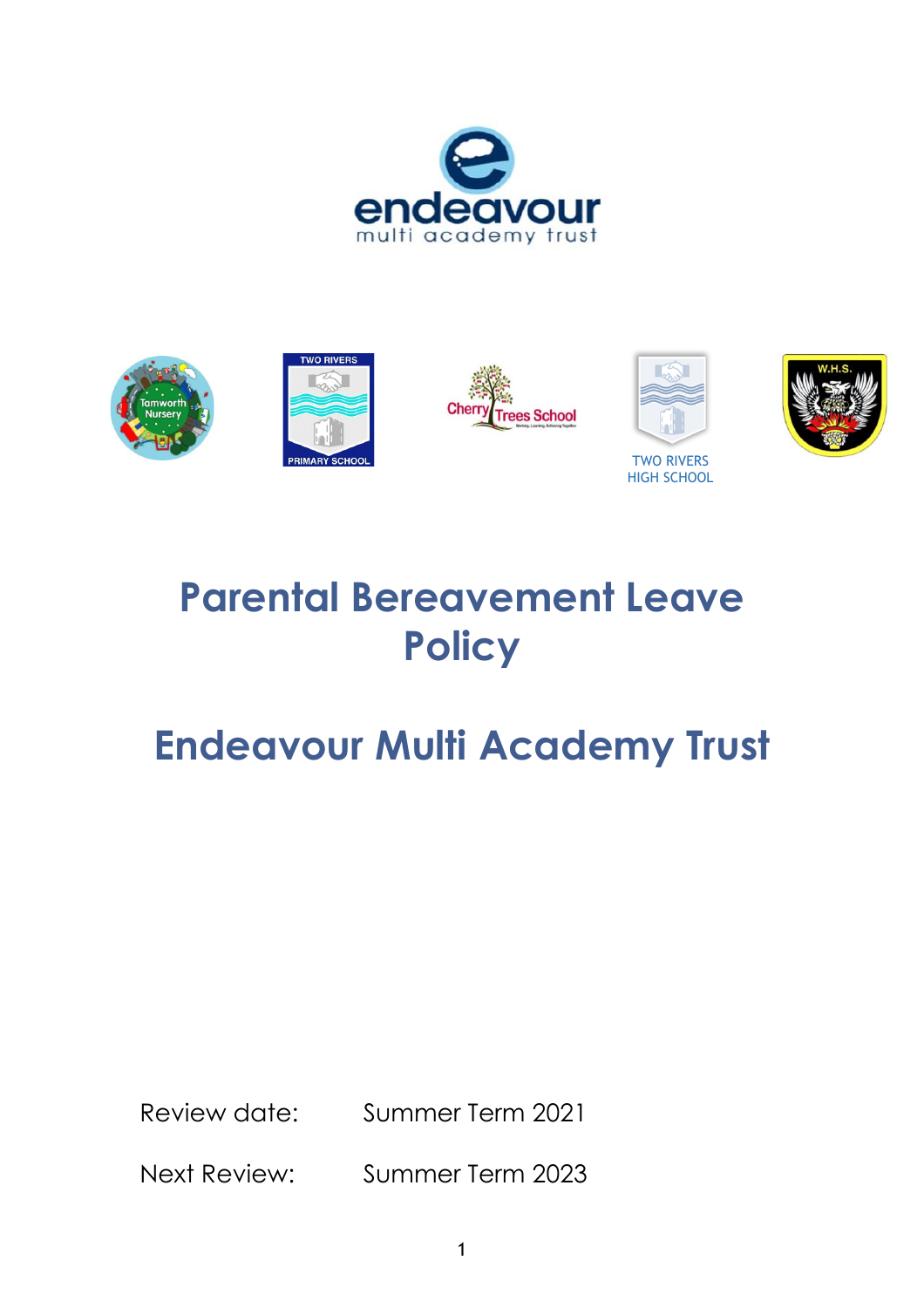# Parental Bereavement Leave Policy

# Endeavour Multi Academy Trust

Review date: Summer Term 2021

Next Review: Summer Term 2023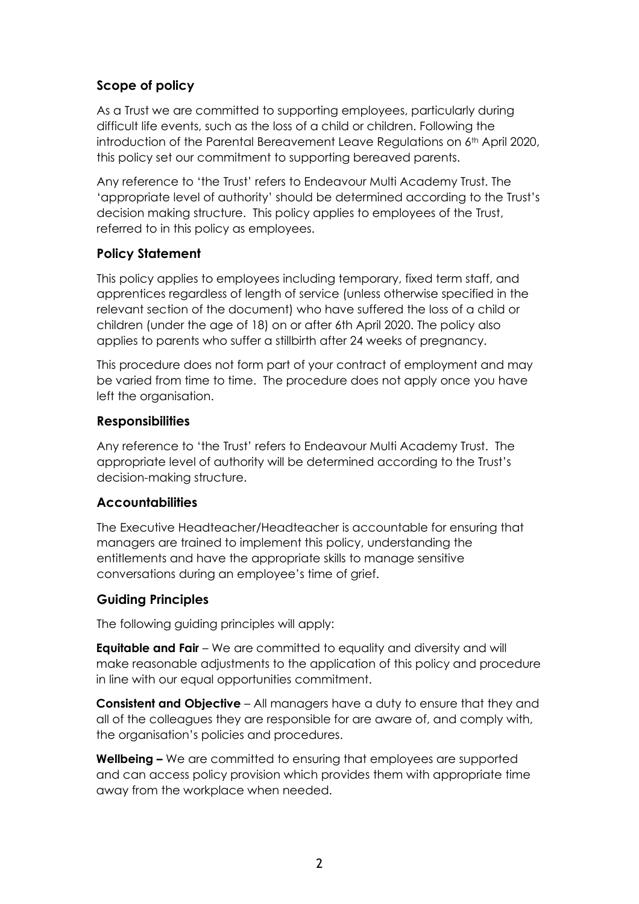## Scope of policy

As a Trust we are committed to supporting employees, particularly during difficult life events, such as the loss of a child or children. Following the introduction of the Parental Bereavement Leave Regulations on 6th April 2020, this policy set our commitment to supporting bereaved parents.

Any reference to 'the Trust' refers to Endeavour Multi Academy Trust. The 'appropriate level of authority' should be determined according to the Trust's decision making structure. This policy applies to employees of the Trust, referred to in this policy as employees.

## Policy Statement

This policy applies to employees including temporary, fixed term staff, and apprentices regardless of length of service (unless otherwise specified in the relevant section of the document) who have suffered the loss of a child or children (under the age of 18) on or after 6th April 2020. The policy also applies to parents who suffer a stillbirth after 24 weeks of pregnancy.

This procedure does not form part of your contract of employment and may be varied from time to time. The procedure does not apply once you have left the organisation.

## Responsibilities

Any reference to 'the Trust' refers to Endeavour Multi Academy Trust. The appropriate level of authority will be determined according to the Trust's decision-making structure.

## Accountabilities

The Executive Headteacher/Headteacher is accountable for ensuring that managers are trained to implement this policy, understanding the entitlements and have the appropriate skills to manage sensitive conversations during an employee's time of grief.

## Guiding Principles

The following guiding principles will apply:

**Equitable and Fair** – We are committed to equality and diversity and will make reasonable adjustments to the application of this policy and procedure in line with our equal opportunities commitment.

**Consistent and Objective** – All managers have a duty to ensure that they and all of the colleagues they are responsible for are aware of, and comply with, the organisation's policies and procedures.

**Wellbeing –** We are committed to ensuring that employees are supported and can access policy provision which provides them with appropriate time away from the workplace when needed.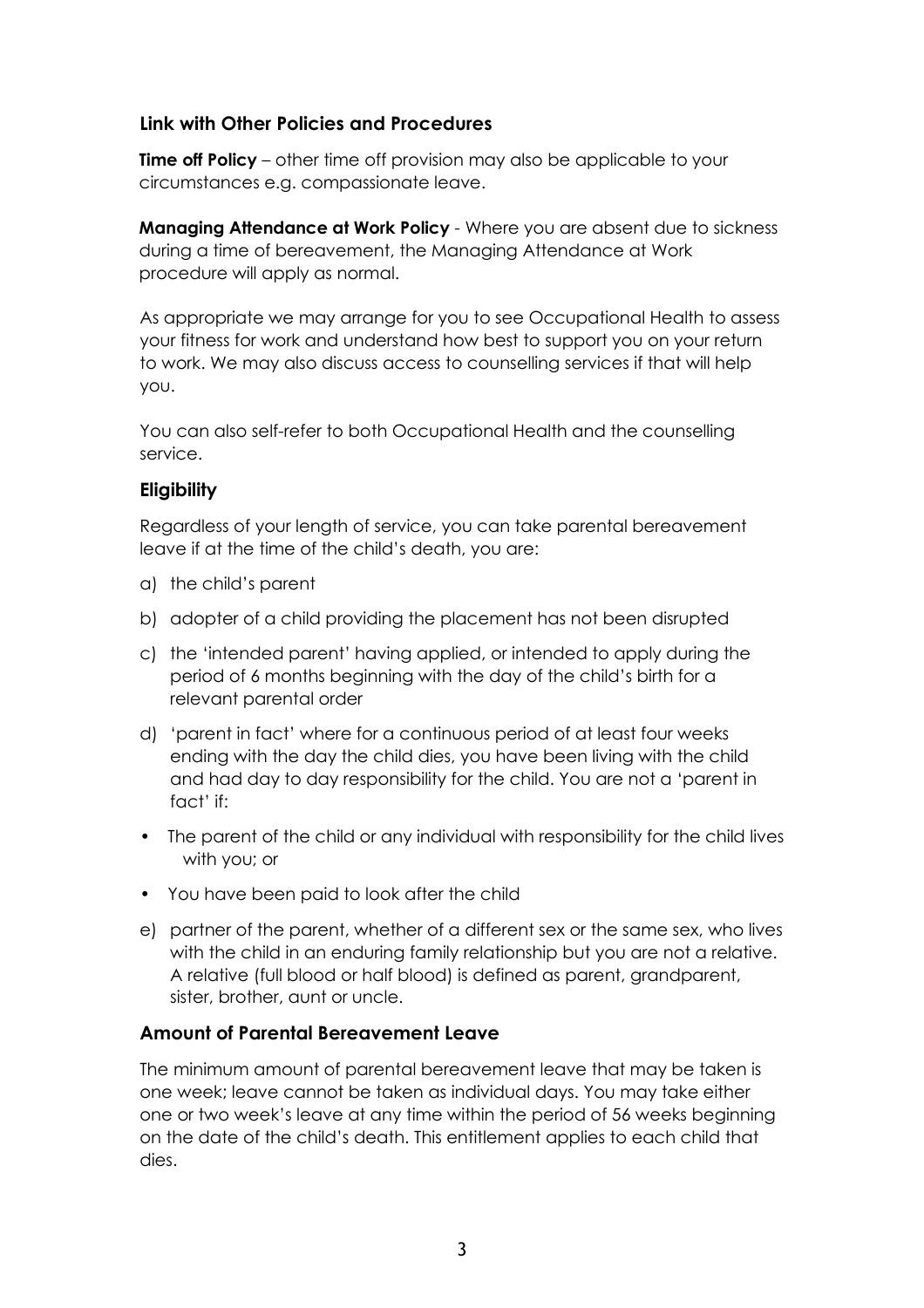## Link with Other Policies and Procedures

**Time off Policy** – other time off provision may also be applicable to your circumstances e.g. compassionate leave.

**Managing Attendance at Work Policy** - Where you are absent due to sickness during a time of bereavement, the Managing Attendance at Work procedure will apply as normal.

As appropriate we may arrange for you to see Occupational Health to assess your fitness for work and understand how best to support you on your return to work. We may also discuss access to counselling services if that will help you.

You can also self-refer to both Occupational Health and the counselling service.

## Eligibility

Regardless of your length of service, you can take parental bereavement leave if at the time of the child's death, you are:

a) the child's parent

b) adopter of a child providing the placement has not been disrupted

c) the 'intended parent' having applied, or intended to apply during the period of 6 months beginning with the day of the child's birth for a relevant parental order

d) 'parent in fact' where for a continuous period of at least four weeks ending with the day the child dies, you have been living with the child and had day to day responsibility for the child. You are not a 'parent in fact' if:

- The parent of the child or any individual with responsibility for the child lives with you; or
- You have been paid to look after the child

e) partner of the parent, whether of a different sex or the same sex, who lives with the child in an enduring family relationship but you are not a relative. A relative (full blood or half blood) is defined as parent, grandparent, sister, brother, aunt or uncle.

## Amount of Parental Bereavement Leave

The minimum amount of parental bereavement leave that may be taken is one week; leave cannot be taken as individual days. You may take either one or two week's leave at any time within the period of 56 weeks beginning on the date of the child's death. This entitlement applies to each child that dies.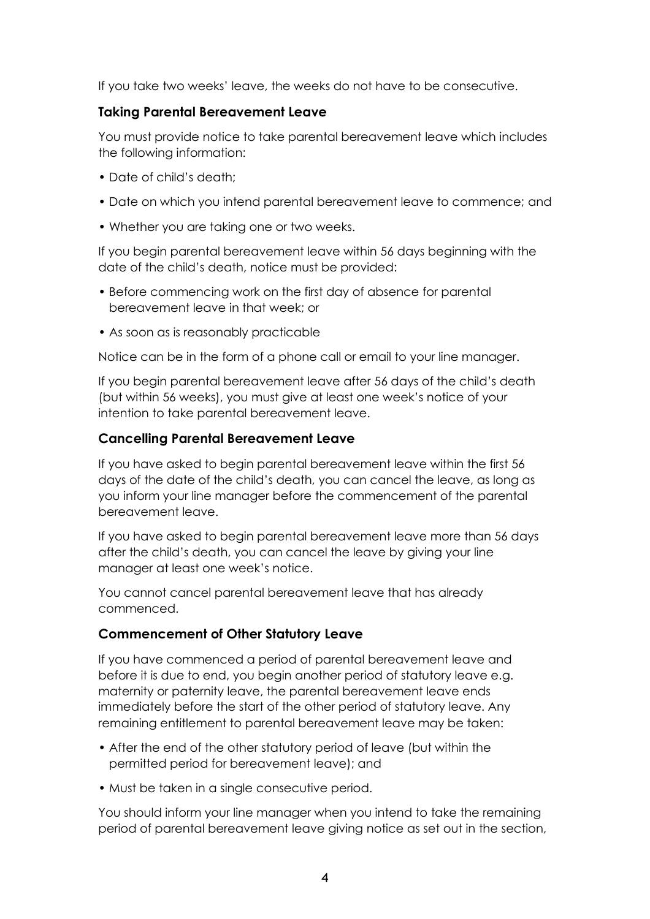If you take two weeks' leave, the weeks do not have to be consecutive.

### Taking Parental Bereavement Leave

You must provide notice to take parental bereavement leave which includes the following information:

- Date of child's death;
- Date on which you intend parental bereavement leave to commence; and
- Whether you are taking one or two weeks.

If you begin parental bereavement leave within 56 days beginning with the date of the child's death, notice must be provided:

- Before commencing work on the first day of absence for parental bereavement leave in that week; or
- As soon as is reasonably practicable

Notice can be in the form of a phone call or email to your line manager.

If you begin parental bereavement leave after 56 days of the child's death (but within 56 weeks), you must give at least one week's notice of your intention to take parental bereavement leave.

### Cancelling Parental Bereavement Leave

If you have asked to begin parental bereavement leave within the first 56 days of the date of the child's death, you can cancel the leave, as long as you inform your line manager before the commencement of the parental bereavement leave.

If you have asked to begin parental bereavement leave more than 56 days after the child's death, you can cancel the leave by giving your line manager at least one week's notice.

You cannot cancel parental bereavement leave that has already commenced.

### Commencement of Other Statutory Leave

If you have commenced a period of parental bereavement leave and before it is due to end, you begin another period of statutory leave e.g. maternity or paternity leave, the parental bereavement leave ends immediately before the start of the other period of statutory leave. Any remaining entitlement to parental bereavement leave may be taken:

- After the end of the other statutory period of leave (but within the permitted period for bereavement leave); and
- Must be taken in a single consecutive period.

You should inform your line manager when you intend to take the remaining period of parental bereavement leave giving notice as set out in the section,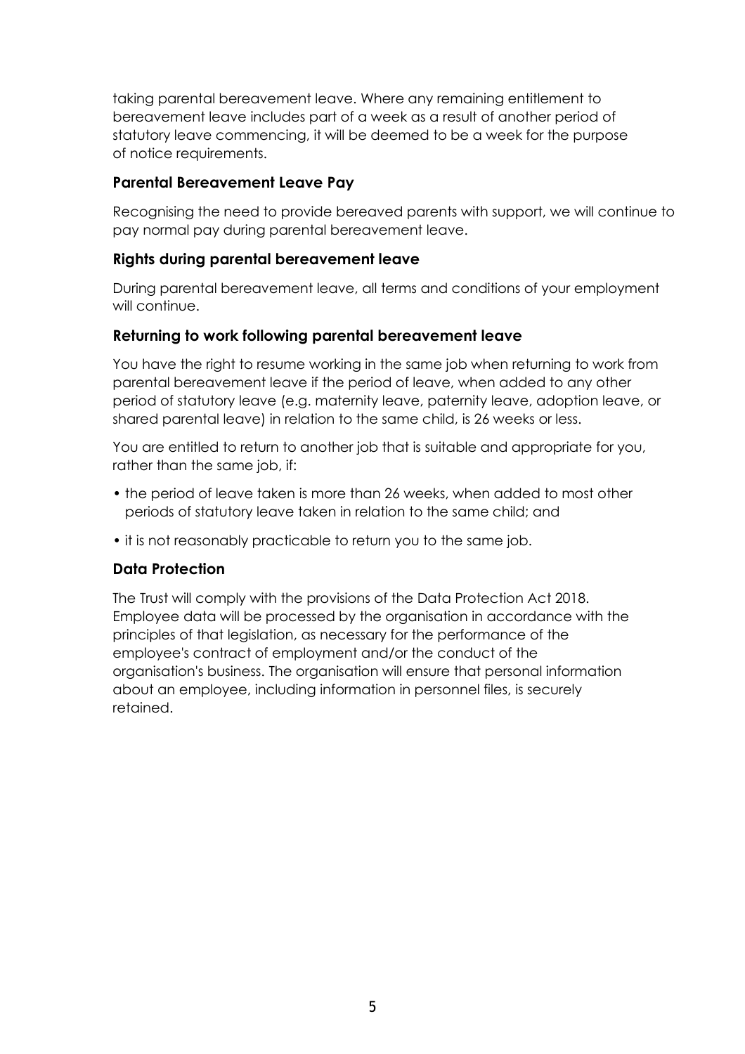taking parental bereavement leave. Where any remaining entitlement to bereavement leave includes part of a week as a result of another period of statutory leave commencing, it will be deemed to be a week for the purpose of notice requirements.

### Parental Bereavement Leave Pay

Recognising the need to provide bereaved parents with support, we will continue to pay normal pay during parental bereavement leave.

### Rights during parental bereavement leave

During parental bereavement leave, all terms and conditions of your employment will continue.

### Returning to work following parental bereavement leave

You have the right to resume working in the same job when returning to work from parental bereavement leave if the period of leave, when added to any other period of statutory leave (e.g. maternity leave, paternity leave, adoption leave, or shared parental leave) in relation to the same child, is 26 weeks or less.

You are entitled to return to another job that is suitable and appropriate for you, rather than the same job, if:

- the period of leave taken is more than 26 weeks, when added to most other periods of statutory leave taken in relation to the same child; and
- it is not reasonably practicable to return you to the same job.

### Data Protection

The Trust will comply with the provisions of the Data Protection Act 2018. Employee data will be processed by the organisation in accordance with the principles of that legislation, as necessary for the performance of the employee's contract of employment and/or the conduct of the organisation's business. The organisation will ensure that personal information about an employee, including information in personnel files, is securely retained.